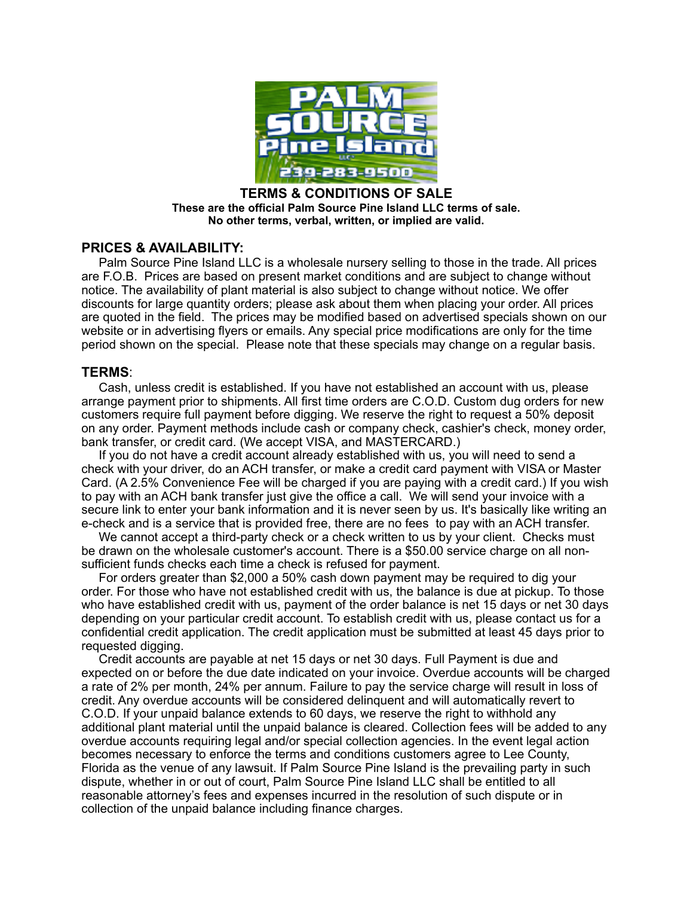PALM SOURCE Pine Island LLC 239-283-9500

# TERMS & CONDITIONS OF SALE

**These are the official Palm Source Pine Island LLC terms of sale.**
**No other terms, verbal, written, or implied are valid.**

## PRICES & AVAILABILITY:

Palm Source Pine Island LLC is a wholesale nursery selling to those in the trade. All prices are F.O.B. Prices are based on present market conditions and are subject to change without notice. The availability of plant material is also subject to change without notice. We offer discounts for large quantity orders; please ask about them when placing your order. All prices are quoted in the field. The prices may be modified based on advertised specials shown on our website or in advertising flyers or emails. Any special price modifications are only for the time period shown on the special. Please note that these specials may change on a regular basis.

## TERMS:

Cash, unless credit is established. If you have not established an account with us, please arrange payment prior to shipments. All first time orders are C.O.D. Custom dug orders for new customers require full payment before digging. We reserve the right to request a 50% deposit on any order. Payment methods include cash or company check, cashier's check, money order, bank transfer, or credit card. (We accept VISA, and MASTERCARD.)

If you do not have a credit account already established with us, you will need to send a check with your driver, do an ACH transfer, or make a credit card payment with VISA or Master Card. (A 2.5% Convenience Fee will be charged if you are paying with a credit card.) If you wish to pay with an ACH bank transfer just give the office a call. We will send your invoice with a secure link to enter your bank information and it is never seen by us. It's basically like writing an e-check and is a service that is provided free, there are no fees to pay with an ACH transfer.

We cannot accept a third-party check or a check written to us by your client. Checks must be drawn on the wholesale customer's account. There is a $50.00 service charge on all non-sufficient funds checks each time a check is refused for payment.

For orders greater than $2,000 a 50% cash down payment may be required to dig your order. For those who have not established credit with us, the balance is due at pickup. To those who have established credit with us, payment of the order balance is net 15 days or net 30 days depending on your particular credit account. To establish credit with us, please contact us for a confidential credit application. The credit application must be submitted at least 45 days prior to requested digging.

Credit accounts are payable at net 15 days or net 30 days. Full Payment is due and expected on or before the due date indicated on your invoice. Overdue accounts will be charged a rate of 2% per month, 24% per annum. Failure to pay the service charge will result in loss of credit. Any overdue accounts will be considered delinquent and will automatically revert to C.O.D. If your unpaid balance extends to 60 days, we reserve the right to withhold any additional plant material until the unpaid balance is cleared. Collection fees will be added to any overdue accounts requiring legal and/or special collection agencies. In the event legal action becomes necessary to enforce the terms and conditions customers agree to Lee County, Florida as the venue of any lawsuit. If Palm Source Pine Island is the prevailing party in such dispute, whether in or out of court, Palm Source Pine Island LLC shall be entitled to all reasonable attorney's fees and expenses incurred in the resolution of such dispute or in collection of the unpaid balance including finance charges.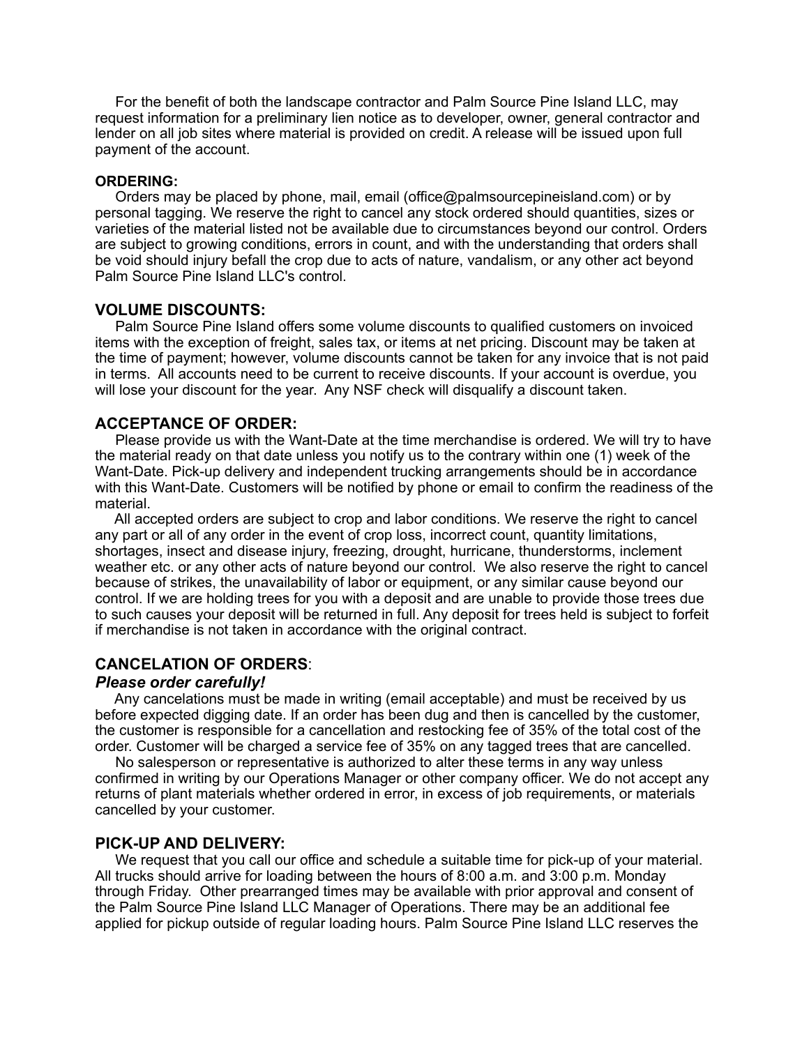For the benefit of both the landscape contractor and Palm Source Pine Island LLC, may request information for a preliminary lien notice as to developer, owner, general contractor and lender on all job sites where material is provided on credit. A release will be issued upon full payment of the account.

**ORDERING:**

Orders may be placed by phone, mail, email (office@palmsourcepineisland.com) or by personal tagging. We reserve the right to cancel any stock ordered should quantities, sizes or varieties of the material listed not be available due to circumstances beyond our control. Orders are subject to growing conditions, errors in count, and with the understanding that orders shall be void should injury befall the crop due to acts of nature, vandalism, or any other act beyond Palm Source Pine Island LLC's control.

## VOLUME DISCOUNTS:

Palm Source Pine Island offers some volume discounts to qualified customers on invoiced items with the exception of freight, sales tax, or items at net pricing. Discount may be taken at the time of payment; however, volume discounts cannot be taken for any invoice that is not paid in terms. All accounts need to be current to receive discounts. If your account is overdue, you will lose your discount for the year. Any NSF check will disqualify a discount taken.

## ACCEPTANCE OF ORDER:

Please provide us with the Want-Date at the time merchandise is ordered. We will try to have the material ready on that date unless you notify us to the contrary within one (1) week of the Want-Date. Pick-up delivery and independent trucking arrangements should be in accordance with this Want-Date. Customers will be notified by phone or email to confirm the readiness of the material.

All accepted orders are subject to crop and labor conditions. We reserve the right to cancel any part or all of any order in the event of crop loss, incorrect count, quantity limitations, shortages, insect and disease injury, freezing, drought, hurricane, thunderstorms, inclement weather etc. or any other acts of nature beyond our control. We also reserve the right to cancel because of strikes, the unavailability of labor or equipment, or any similar cause beyond our control. If we are holding trees for you with a deposit and are unable to provide those trees due to such causes your deposit will be returned in full. Any deposit for trees held is subject to forfeit if merchandise is not taken in accordance with the original contract.

## CANCELATION OF ORDERS:

***Please order carefully!***

Any cancelations must be made in writing (email acceptable) and must be received by us before expected digging date. If an order has been dug and then is cancelled by the customer, the customer is responsible for a cancellation and restocking fee of 35% of the total cost of the order. Customer will be charged a service fee of 35% on any tagged trees that are cancelled.

No salesperson or representative is authorized to alter these terms in any way unless confirmed in writing by our Operations Manager or other company officer. We do not accept any returns of plant materials whether ordered in error, in excess of job requirements, or materials cancelled by your customer.

## PICK-UP AND DELIVERY:

We request that you call our office and schedule a suitable time for pick-up of your material. All trucks should arrive for loading between the hours of 8:00 a.m. and 3:00 p.m. Monday through Friday. Other prearranged times may be available with prior approval and consent of the Palm Source Pine Island LLC Manager of Operations. There may be an additional fee applied for pickup outside of regular loading hours. Palm Source Pine Island LLC reserves the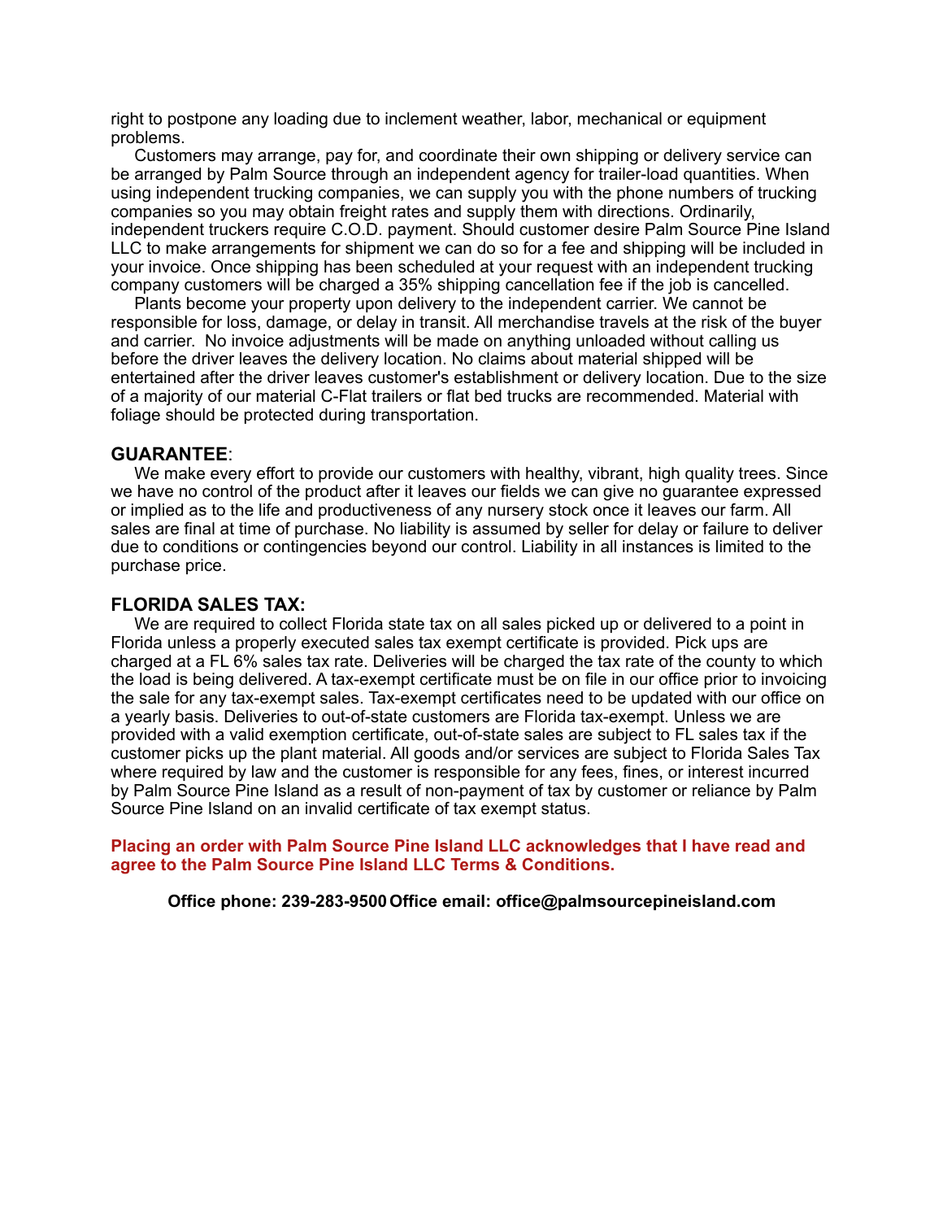right to postpone any loading due to inclement weather, labor, mechanical or equipment problems.

Customers may arrange, pay for, and coordinate their own shipping or delivery service can be arranged by Palm Source through an independent agency for trailer-load quantities. When using independent trucking companies, we can supply you with the phone numbers of trucking companies so you may obtain freight rates and supply them with directions. Ordinarily, independent truckers require C.O.D. payment. Should customer desire Palm Source Pine Island LLC to make arrangements for shipment we can do so for a fee and shipping will be included in your invoice. Once shipping has been scheduled at your request with an independent trucking company customers will be charged a 35% shipping cancellation fee if the job is cancelled.

Plants become your property upon delivery to the independent carrier. We cannot be responsible for loss, damage, or delay in transit. All merchandise travels at the risk of the buyer and carrier. No invoice adjustments will be made on anything unloaded without calling us before the driver leaves the delivery location. No claims about material shipped will be entertained after the driver leaves customer's establishment or delivery location. Due to the size of a majority of our material C-Flat trailers or flat bed trucks are recommended. Material with foliage should be protected during transportation.

### GUARANTEE:

We make every effort to provide our customers with healthy, vibrant, high quality trees. Since we have no control of the product after it leaves our fields we can give no guarantee expressed or implied as to the life and productiveness of any nursery stock once it leaves our farm. All sales are final at time of purchase. No liability is assumed by seller for delay or failure to deliver due to conditions or contingencies beyond our control. Liability in all instances is limited to the purchase price.

### FLORIDA SALES TAX:

We are required to collect Florida state tax on all sales picked up or delivered to a point in Florida unless a properly executed sales tax exempt certificate is provided. Pick ups are charged at a FL 6% sales tax rate. Deliveries will be charged the tax rate of the county to which the load is being delivered. A tax-exempt certificate must be on file in our office prior to invoicing the sale for any tax-exempt sales. Tax-exempt certificates need to be updated with our office on a yearly basis. Deliveries to out-of-state customers are Florida tax-exempt. Unless we are provided with a valid exemption certificate, out-of-state sales are subject to FL sales tax if the customer picks up the plant material. All goods and/or services are subject to Florida Sales Tax where required by law and the customer is responsible for any fees, fines, or interest incurred by Palm Source Pine Island as a result of non-payment of tax by customer or reliance by Palm Source Pine Island on an invalid certificate of tax exempt status.

**Placing an order with Palm Source Pine Island LLC acknowledges that I have read and agree to the Palm Source Pine Island LLC Terms & Conditions.**

**Office phone: 239-283-9500 Office email: office@palmsourcepineisland.com**